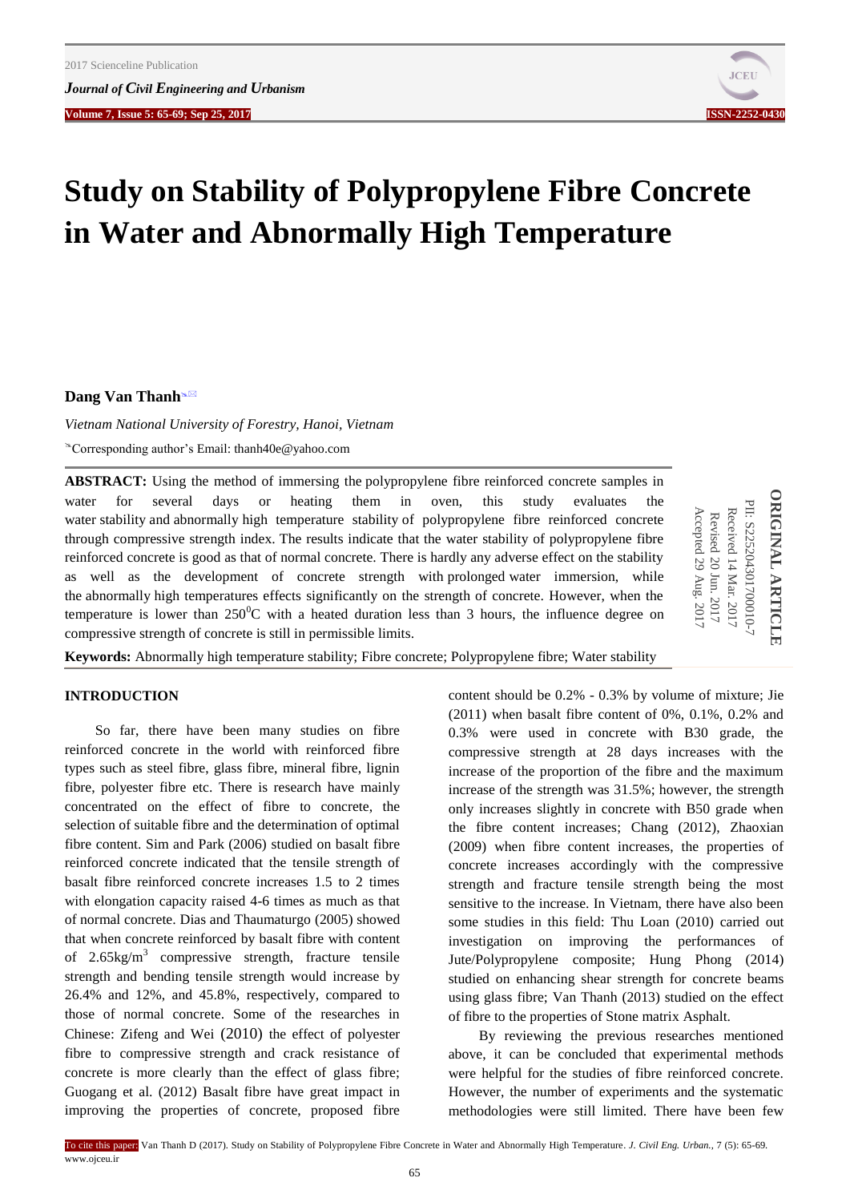# Study on Stability of Polypropylene Fibre Concrete in Water and Abnormally High Temperature

**Dang Van Thanh**

*Vietnam National University of Forestry, Hanoi, Vietnam*

Corresponding author's Email: thanh40e@yahoo.com

ORIGINAL ARTICLE
PII: S225204301700010-7
Received 14 Mar. 2017
Revised 20 Jun. 2017
Accepted 29 Aug. 2017

**ABSTRACT:** Using the method of immersing the polypropylene fibre reinforced concrete samples in water for several days or heating them in oven, this study evaluates the water stability and abnormally high temperature stability of polypropylene fibre reinforced concrete through compressive strength index. The results indicate that the water stability of polypropylene fibre reinforced concrete is good as that of normal concrete. There is hardly any adverse effect on the stability as well as the development of concrete strength with prolonged water immersion, while the abnormally high temperatures effects significantly on the strength of concrete. However, when the temperature is lower than $250^0$C with a heated duration less than 3 hours, the influence degree on compressive strength of concrete is still in permissible limits.

**Keywords:** Abnormally high temperature stability; Fibre concrete; Polypropylene fibre; Water stability

## INTRODUCTION

So far, there have been many studies on fibre reinforced concrete in the world with reinforced fibre types such as steel fibre, glass fibre, mineral fibre, lignin fibre, polyester fibre etc. There is research have mainly concentrated on the effect of fibre to concrete, the selection of suitable fibre and the determination of optimal fibre content. Sim and Park (2006) studied on basalt fibre reinforced concrete indicated that the tensile strength of basalt fibre reinforced concrete increases 1.5 to 2 times with elongation capacity raised 4-6 times as much as that of normal concrete. Dias and Thaumaturgo (2005) showed that when concrete reinforced by basalt fibre with content of 2.65kg/$m^3$ compressive strength, fracture tensile strength and bending tensile strength would increase by 26.4% and 12%, and 45.8%, respectively, compared to those of normal concrete. Some of the researches in Chinese: Zifeng and Wei (2010) the effect of polyester fibre to compressive strength and crack resistance of concrete is more clearly than the effect of glass fibre; Guogang et al. (2012) Basalt fibre have great impact in improving the properties of concrete, proposed fibre content should be 0.2% - 0.3% by volume of mixture; Jie (2011) when basalt fibre content of 0%, 0.1%, 0.2% and 0.3% were used in concrete with B30 grade, the compressive strength at 28 days increases with the increase of the proportion of the fibre and the maximum increase of the strength was 31.5%; however, the strength only increases slightly in concrete with B50 grade when the fibre content increases; Chang (2012), Zhaoxian (2009) when fibre content increases, the properties of concrete increases accordingly with the compressive strength and fracture tensile strength being the most sensitive to the increase. In Vietnam, there have also been some studies in this field: Thu Loan (2010) carried out investigation on improving the performances of Jute/Polypropylene composite; Hung Phong (2014) studied on enhancing shear strength for concrete beams using glass fibre; Van Thanh (2013) studied on the effect of fibre to the properties of Stone matrix Asphalt.

By reviewing the previous researches mentioned above, it can be concluded that experimental methods were helpful for the studies of fibre reinforced concrete. However, the number of experiments and the systematic methodologies were still limited. There have been few

To cite this paper: Van Thanh D (2017). Study on Stability of Polypropylene Fibre Concrete in Water and Abnormally High Temperature. *J. Civil Eng. Urban.*, 7 (5): 65-69. www.ojceu.ir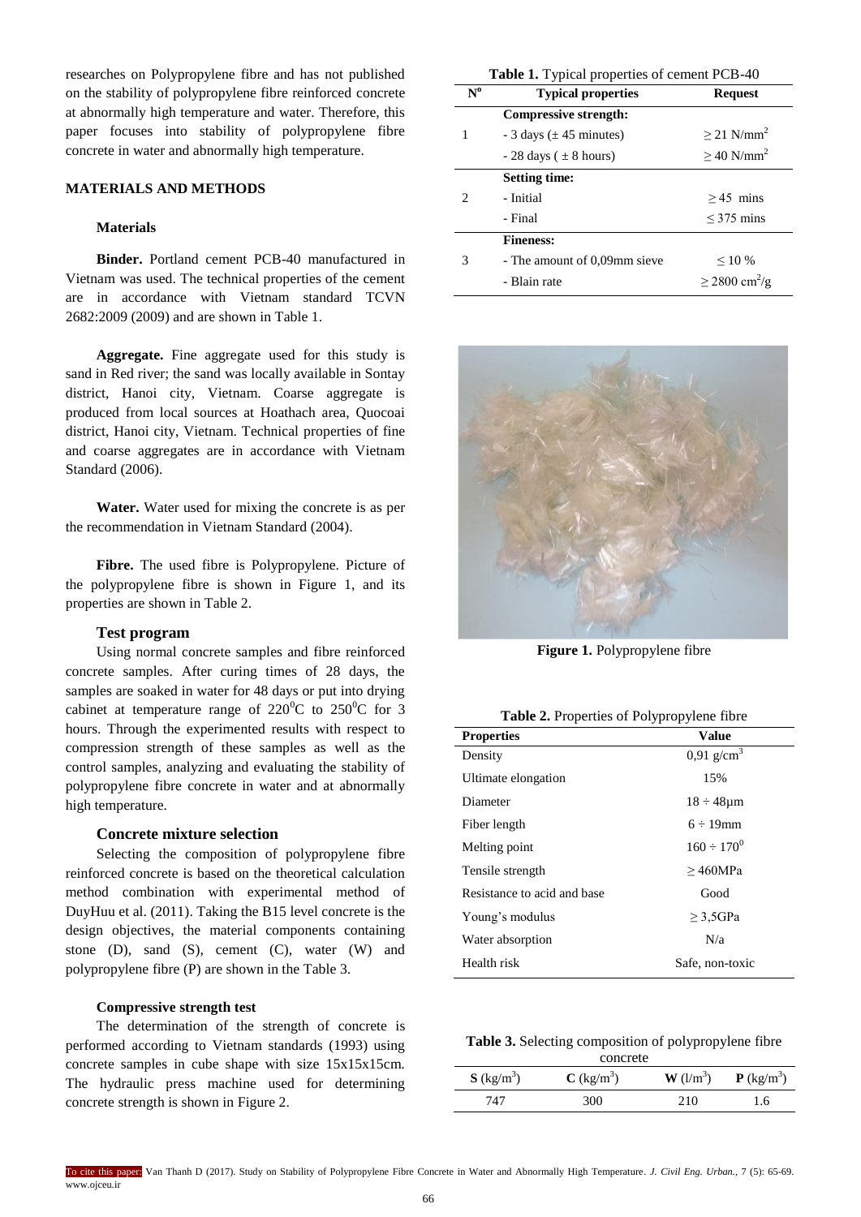researches on Polypropylene fibre and has not published on the stability of polypropylene fibre reinforced concrete at abnormally high temperature and water. Therefore, this paper focuses into stability of polypropylene fibre concrete in water and abnormally high temperature.

## MATERIALS AND METHODS

### Materials

**Binder.** Portland cement PCB-40 manufactured in Vietnam was used. The technical properties of the cement are in accordance with Vietnam standard TCVN 2682:2009 (2009) and are shown in Table 1.

**Aggregate.** Fine aggregate used for this study is sand in Red river; the sand was locally available in Sontay district, Hanoi city, Vietnam. Coarse aggregate is produced from local sources at Hoathach area, Quocoai district, Hanoi city, Vietnam. Technical properties of fine and coarse aggregates are in accordance with Vietnam Standard (2006).

**Water.** Water used for mixing the concrete is as per the recommendation in Vietnam Standard (2004).

**Fibre.** The used fibre is Polypropylene. Picture of the polypropylene fibre is shown in Figure 1, and its properties are shown in Table 2.

### Test program

Using normal concrete samples and fibre reinforced concrete samples. After curing times of 28 days, the samples are soaked in water for 48 days or put into drying cabinet at temperature range of $220^0$C to $250^0$C for 3 hours. Through the experimented results with respect to compression strength of these samples as well as the control samples, analyzing and evaluating the stability of polypropylene fibre concrete in water and at abnormally high temperature.

### Concrete mixture selection

Selecting the composition of polypropylene fibre reinforced concrete is based on the theoretical calculation method combination with experimental method of DuyHuu et al. (2011). Taking the B15 level concrete is the design objectives, the material components containing stone (D), sand (S), cement (C), water (W) and polypropylene fibre (P) are shown in the Table 3.

### Compressive strength test

The determination of the strength of concrete is performed according to Vietnam standards (1993) using concrete samples in cube shape with size 15x15x15cm. The hydraulic press machine used for determining concrete strength is shown in Figure 2.

**Table 1.** Typical properties of cement PCB-40

| N$^o$ | Typical properties | Request |
|---|---|---|
| 1 | **Compressive strength:** | |
| | - 3 days (± 45 minutes) | ≥ 21 N/mm$^2$ |
| | - 28 days ( ± 8 hours) | ≥ 40 N/mm$^2$ |
| 2 | **Setting time:** | |
| | - Initial | ≥ 45 mins |
| | - Final | ≤ 375 mins |
| 3 | **Fineness:** | |
| | - The amount of 0,09mm sieve | ≤ 10 % |
| | - Blain rate | ≥ 2800 cm$^2$/g |

**Figure 1.** Polypropylene fibre

**Table 2.** Properties of Polypropylene fibre

| Properties | Value |
|---|---|
| Density | 0,91 g/cm$^3$ |
| Ultimate elongation | 15% |
| Diameter | 18 ÷ 48μm |
| Fiber length | 6 ÷ 19mm |
| Melting point | 160 ÷ 170$^0$ |
| Tensile strength | ≥ 460MPa |
| Resistance to acid and base | Good |
| Young's modulus | ≥ 3,5GPa |
| Water absorption | N/a |
| Health risk | Safe, non-toxic |

**Table 3.** Selecting composition of polypropylene fibre concrete

| **S** (kg/m$^3$) | **C** (kg/m$^3$) | **W** (l/m$^3$) | **P** (kg/m$^3$) |
|---|---|---|---|
| 747 | 300 | 210 | 1.6 |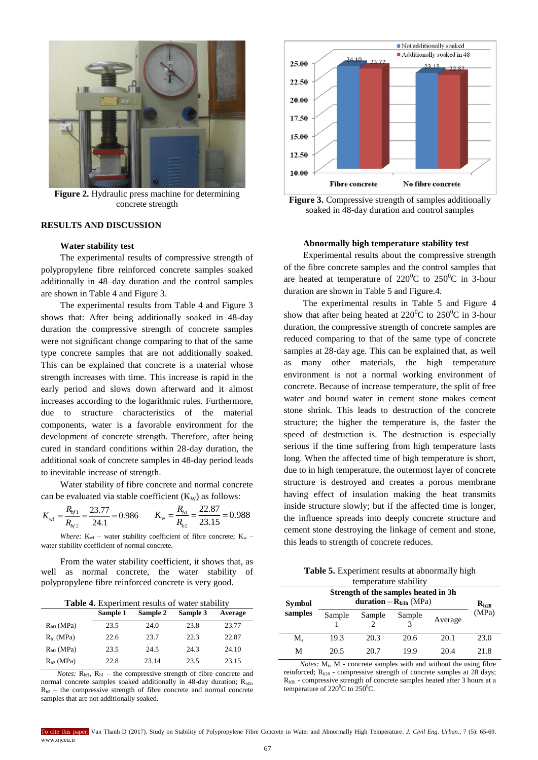**Figure 2.** Hydraulic press machine for determining concrete strength

## RESULTS AND DISCUSSION

### Water stability test

The experimental results of compressive strength of polypropylene fibre reinforced concrete samples soaked additionally in 48–day duration and the control samples are shown in Table 4 and Figure 3.

The experimental results from Table 4 and Figure 3 shows that: After being additionally soaked in 48-day duration the compressive strength of concrete samples were not significant change comparing to that of the same type concrete samples that are not additionally soaked. This can be explained that concrete is a material whose strength increases with time. This increase is rapid in the early period and slows down afterward and it almost increases according to the logarithmic rules. Furthermore, due to structure characteristics of the material components, water is a favorable environment for the development of concrete strength. Therefore, after being cured in standard conditions within 28-day duration, the additional soak of concrete samples in 48-day period leads to inevitable increase of strength.

Water stability of fibre concrete and normal concrete can be evaluated via stable coefficient ($K_W$) as follows:

$$K_{wf} = \frac{R_{bf1}}{R_{bf2}} = \frac{23.77}{24.1} = 0.986 \qquad K_w = \frac{R_{b1}}{R_{b2}} = \frac{22.87}{23.15} = 0.988$$

*Where:* $K_{wf}$ – water stability coefficient of fibre concrete; $K_w$ – water stability coefficient of normal concrete.

From the water stability coefficient, it shows that, as well as normal concrete, the water stability of polypropylene fibre reinforced concrete is very good.

**Table 4.** Experiment results of water stability

| | Sample 1 | Sample 2 | Sample 3 | Average |
|---|---|---|---|---|
| $R_{bf1}$ (MPa) | 23.5 | 24.0 | 23.8 | 23.77 |
| $R_{b1}$ (MPa) | 22.6 | 23.7 | 22.3 | 22.87 |
| $R_{bf2}$ (MPa) | 23.5 | 24.5 | 24.3 | 24.10 |
| $R_{b2}$ (MPa) | 22.8 | 23.14 | 23.5 | 23.15 |

*Notes:* $R_{bf1}$, $R_{b1}$ – the compressive strength of fibre concrete and normal concrete samples soaked additionally in 48-day duration; $R_{bf2}$, $R_{b2}$ – the compressive strength of fibre concrete and normal concrete samples that are not additionally soaked.

**Figure 3.** Compressive strength of samples additionally soaked in 48-day duration and control samples

### Abnormally high temperature stability test

Experimental results about the compressive strength of the fibre concrete samples and the control samples that are heated at temperature of $220^0$C to $250^0$C in 3-hour duration are shown in Table 5 and Figure.4.

The experimental results in Table 5 and Figure 4 show that after being heated at $220^0$C to $250^0$C in 3-hour duration, the compressive strength of concrete samples are reduced comparing to that of the same type of concrete samples at 28-day age. This can be explained that, as well as many other materials, the high temperature environment is not a normal working environment of concrete. Because of increase temperature, the split of free water and bound water in cement stone makes cement stone shrink. This leads to destruction of the concrete structure; the higher the temperature is, the faster the speed of destruction is. The destruction is especially serious if the time suffering from high temperature lasts long. When the affected time of high temperature is short, due to in high temperature, the outermost layer of concrete structure is destroyed and creates a porous membrane having effect of insulation making the heat transmits inside structure slowly; but if the affected time is longer, the influence spreads into deeply concrete structure and cement stone destroying the linkage of cement and stone, this leads to strength of concrete reduces.

**Table 5.** Experiment results at abnormally high temperature stability

| Symbol samples | Strength of the samples heated in 3h duration – $R_{b3h}$ (MPa) | | | | $R_{b28}$ (MPa) |
|---|---|---|---|---|---|
| | Sample 1 | Sample 2 | Sample 3 | Average | |
| $M_s$ | 19.3 | 20.3 | 20.6 | 20.1 | 23.0 |
| M | 20.5 | 20.7 | 19.9 | 20.4 | 21.8 |

*Notes:* $M_s$, M - concrete samples with and without the using fibre reinforced; $R_{b28}$ - compressive strength of concrete samples at 28 days; $R_{b3h}$ - compressive strength of concrete samples heated after 3 hours at a temperature of $220^0$C to $250^0$C.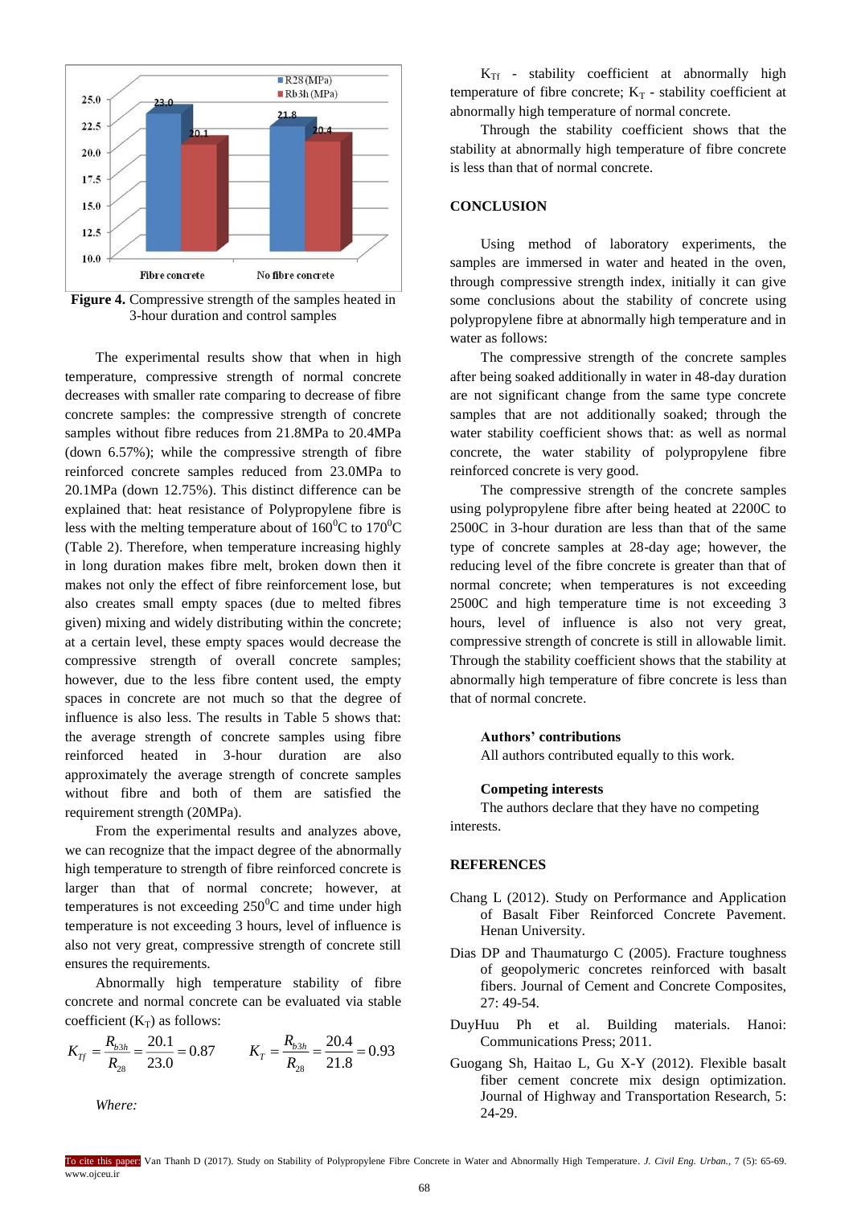Figure 4. Compressive strength of the samples heated in 3-hour duration and control samples

The experimental results show that when in high temperature, compressive strength of normal concrete decreases with smaller rate comparing to decrease of fibre concrete samples: the compressive strength of concrete samples without fibre reduces from 21.8MPa to 20.4MPa (down 6.57%); while the compressive strength of fibre reinforced concrete samples reduced from 23.0MPa to 20.1MPa (down 12.75%). This distinct difference can be explained that: heat resistance of Polypropylene fibre is less with the melting temperature about of $160^0$C to $170^0$C (Table 2). Therefore, when temperature increasing highly in long duration makes fibre melt, broken down then it makes not only the effect of fibre reinforcement lose, but also creates small empty spaces (due to melted fibres given) mixing and widely distributing within the concrete; at a certain level, these empty spaces would decrease the compressive strength of overall concrete samples; however, due to the less fibre content used, the empty spaces in concrete are not much so that the degree of influence is also less. The results in Table 5 shows that: the average strength of concrete samples using fibre reinforced heated in 3-hour duration are also approximately the average strength of concrete samples without fibre and both of them are satisfied the requirement strength (20MPa).

From the experimental results and analyzes above, we can recognize that the impact degree of the abnormally high temperature to strength of fibre reinforced concrete is larger than that of normal concrete; however, at temperatures is not exceeding $250^0$C and time under high temperature is not exceeding 3 hours, level of influence is also not very great, compressive strength of concrete still ensures the requirements.

Abnormally high temperature stability of fibre concrete and normal concrete can be evaluated via stable coefficient ($K_T$) as follows:

$$K_{Tf} = \frac{R_{b3h}}{R_{28}} = \frac{20.1}{23.0} = 0.87 \qquad K_T = \frac{R_{b3h}}{R_{28}} = \frac{20.4}{21.8} = 0.93$$

*Where:*

$K_{Tf}$ - stability coefficient at abnormally high temperature of fibre concrete; $K_T$ - stability coefficient at abnormally high temperature of normal concrete.

Through the stability coefficient shows that the stability at abnormally high temperature of fibre concrete is less than that of normal concrete.

## CONCLUSION

Using method of laboratory experiments, the samples are immersed in water and heated in the oven, through compressive strength index, initially it can give some conclusions about the stability of concrete using polypropylene fibre at abnormally high temperature and in water as follows:

The compressive strength of the concrete samples after being soaked additionally in water in 48-day duration are not significant change from the same type concrete samples that are not additionally soaked; through the water stability coefficient shows that: as well as normal concrete, the water stability of polypropylene fibre reinforced concrete is very good.

The compressive strength of the concrete samples using polypropylene fibre after being heated at 2200C to 2500C in 3-hour duration are less than that of the same type of concrete samples at 28-day age; however, the reducing level of the fibre concrete is greater than that of normal concrete; when temperatures is not exceeding 2500C and high temperature time is not exceeding 3 hours, level of influence is also not very great, compressive strength of concrete is still in allowable limit. Through the stability coefficient shows that the stability at abnormally high temperature of fibre concrete is less than that of normal concrete.

**Authors' contributions**

All authors contributed equally to this work.

**Competing interests**

The authors declare that they have no competing interests.

## REFERENCES

Chang L (2012). Study on Performance and Application of Basalt Fiber Reinforced Concrete Pavement. Henan University.

Dias DP and Thaumaturgo C (2005). Fracture toughness of geopolymeric concretes reinforced with basalt fibers. Journal of Cement and Concrete Composites, 27: 49-54.

DuyHuu Ph et al. Building materials. Hanoi: Communications Press; 2011.

Guogang Sh, Haitao L, Gu X-Y (2012). Flexible basalt fiber cement concrete mix design optimization. Journal of Highway and Transportation Research, 5: 24-29.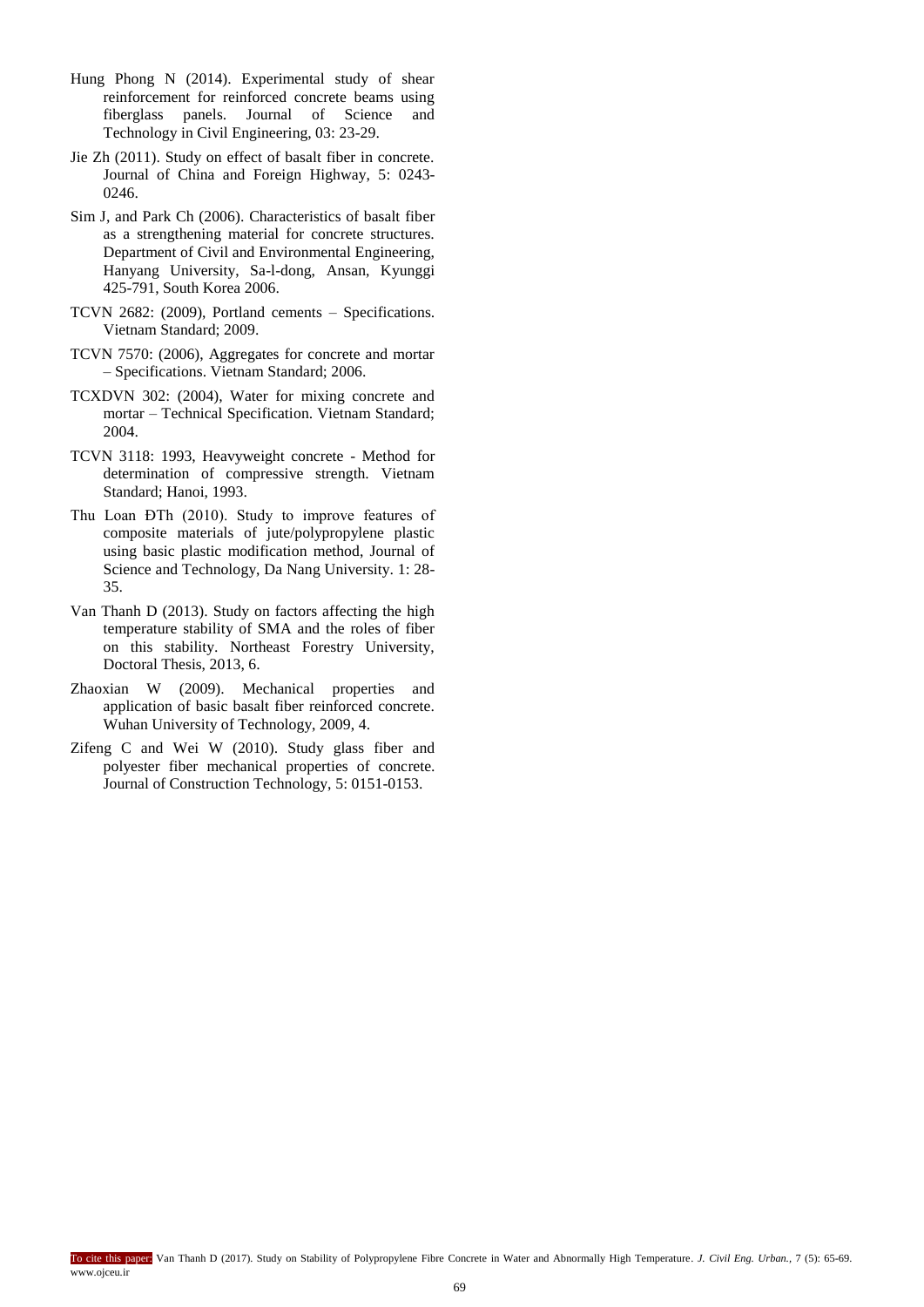Hung Phong N (2014). Experimental study of shear reinforcement for reinforced concrete beams using fiberglass panels. Journal of Science and Technology in Civil Engineering, 03: 23-29.

Jie Zh (2011). Study on effect of basalt fiber in concrete. Journal of China and Foreign Highway, 5: 0243-0246.

Sim J, and Park Ch (2006). Characteristics of basalt fiber as a strengthening material for concrete structures. Department of Civil and Environmental Engineering, Hanyang University, Sa-l-dong, Ansan, Kyunggi 425-791, South Korea 2006.

TCVN 2682: (2009), Portland cements – Specifications. Vietnam Standard; 2009.

TCVN 7570: (2006), Aggregates for concrete and mortar – Specifications. Vietnam Standard; 2006.

TCXDVN 302: (2004), Water for mixing concrete and mortar – Technical Specification. Vietnam Standard; 2004.

TCVN 3118: 1993, Heavyweight concrete - Method for determination of compressive strength. Vietnam Standard; Hanoi, 1993.

Thu Loan ĐTh (2010). Study to improve features of composite materials of jute/polypropylene plastic using basic plastic modification method, Journal of Science and Technology, Da Nang University. 1: 28-35.

Van Thanh D (2013). Study on factors affecting the high temperature stability of SMA and the roles of fiber on this stability. Northeast Forestry University, Doctoral Thesis, 2013, 6.

Zhaoxian W (2009). Mechanical properties and application of basic basalt fiber reinforced concrete. Wuhan University of Technology, 2009, 4.

Zifeng C and Wei W (2010). Study glass fiber and polyester fiber mechanical properties of concrete. Journal of Construction Technology, 5: 0151-0153.